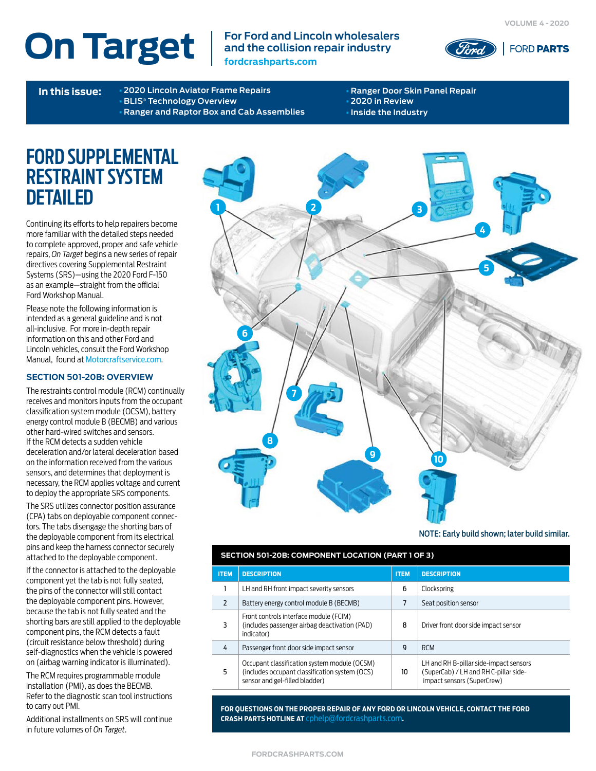# On Target

For Ford and Lincoln wholesalers and the collision repair industry
fordcrashparts.com

VOLUME 4 - 2020

FORD PARTS

**In this issue:**
- 2020 Lincoln Aviator Frame Repairs
- BLIS® Technology Overview
- Ranger and Raptor Box and Cab Assemblies
- Ranger Door Skin Panel Repair
- 2020 in Review
- Inside the Industry

## FORD SUPPLEMENTAL RESTRAINT SYSTEM DETAILED

Continuing its efforts to help repairers become more familiar with the detailed steps needed to complete approved, proper and safe vehicle repairs, *On Target* begins a new series of repair directives covering Supplemental Restraint Systems (SRS)—using the 2020 Ford F-150 as an example—straight from the official Ford Workshop Manual.

Please note the following information is intended as a general guideline and is not all-inclusive. For more in-depth repair information on this and other Ford and Lincoln vehicles, consult the Ford Workshop Manual, found at Motorcraftservice.com.

### SECTION 501-20B: OVERVIEW

The restraints control module (RCM) continually receives and monitors inputs from the occupant classification system module (OCSM), battery energy control module B (BECMB) and various other hard-wired switches and sensors. If the RCM detects a sudden vehicle deceleration and/or lateral deceleration based on the information received from the various sensors, and determines that deployment is necessary, the RCM applies voltage and current to deploy the appropriate SRS components.

The SRS utilizes connector position assurance (CPA) tabs on deployable component connectors. The tabs disengage the shorting bars of the deployable component from its electrical pins and keep the harness connector securely attached to the deployable component.

If the connector is attached to the deployable component yet the tab is not fully seated, the pins of the connector will still contact the deployable component pins. However, because the tab is not fully seated and the shorting bars are still applied to the deployable component pins, the RCM detects a fault (circuit resistance below threshold) during self-diagnostics when the vehicle is powered on (airbag warning indicator is illuminated).

The RCM requires programmable module installation (PMI), as does the BECMB. Refer to the diagnostic scan tool instructions to carry out PMI.

Additional installments on SRS will continue in future volumes of *On Target*.

NOTE: Early build shown; later build similar.

| SECTION 501-20B: COMPONENT LOCATION (PART 1 OF 3) | | | |
|---|---|---|---|
| **ITEM** | **DESCRIPTION** | **ITEM** | **DESCRIPTION** |
| 1 | LH and RH front impact severity sensors | 6 | Clockspring |
| 2 | Battery energy control module B (BECMB) | 7 | Seat position sensor |
| 3 | Front controls interface module (FCIM) (includes passenger airbag deactivation (PAD) indicator) | 8 | Driver front door side impact sensor |
| 4 | Passenger front door side impact sensor | 9 | RCM |
| 5 | Occupant classification system module (OCSM) (includes occupant classification system (OCS) sensor and gel-filled bladder) | 10 | LH and RH B-pillar side-impact sensors (SuperCab) / LH and RH C-pillar side-impact sensors (SuperCrew) |

**FOR QUESTIONS ON THE PROPER REPAIR OF ANY FORD OR LINCOLN VEHICLE, CONTACT THE FORD CRASH PARTS HOTLINE AT** cphelp@fordcrashparts.com.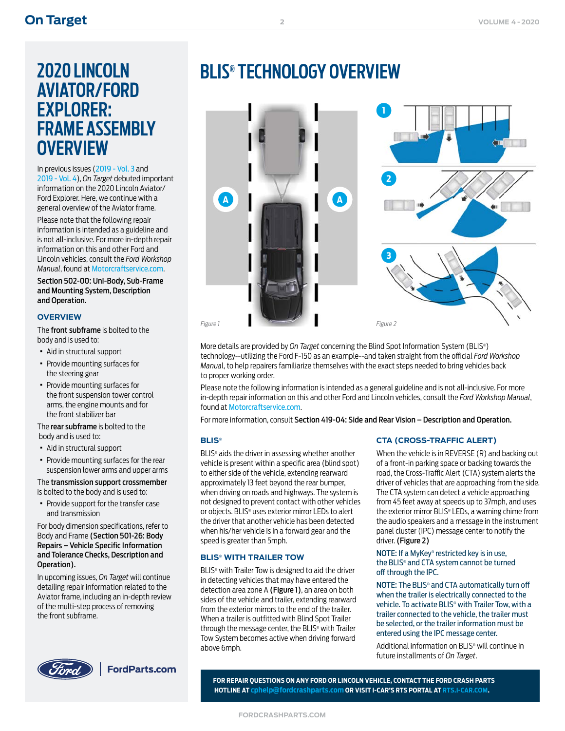# 2020 LINCOLN AVIATOR/FORD EXPLORER: FRAME ASSEMBLY OVERVIEW

In previous issues (2019 - Vol. 3 and 2019 - Vol. 4), *On Target* debuted important information on the 2020 Lincoln Aviator/ Ford Explorer. Here, we continue with a general overview of the Aviator frame.

Please note that the following repair information is intended as a guideline and is not all-inclusive. For more in-depth repair information on this and other Ford and Lincoln vehicles, consult the *Ford Workshop Manual*, found at Motorcraftservice.com.

**Section 502-00: Uni-Body, Sub-Frame and Mounting System, Description and Operation.**

### OVERVIEW

The **front subframe** is bolted to the body and is used to:

- Aid in structural support
- Provide mounting surfaces for the steering gear
- Provide mounting surfaces for the front suspension tower control arms, the engine mounts and for the front stabilizer bar

The **rear subframe** is bolted to the body and is used to:

- Aid in structural support
- Provide mounting surfaces for the rear suspension lower arms and upper arms

The **transmission support crossmember** is bolted to the body and is used to:

- Provide support for the transfer case and transmission

For body dimension specifications, refer to Body and Frame **(Section 501-26: Body Repairs – Vehicle Specific Information and Tolerance Checks, Description and Operation).**

In upcoming issues, *On Target* will continue detailing repair information related to the Aviator frame, including an in-depth review of the multi-step process of removing the front subframe.

# BLIS® TECHNOLOGY OVERVIEW

*Figure 1*

*Figure 2*

More details are provided by *On Target* concerning the Blind Spot Information System (BLIS®) technology--utilizing the Ford F-150 as an example--and taken straight from the official *Ford Workshop Manual*, to help repairers familiarize themselves with the exact steps needed to bring vehicles back to proper working order.

Please note the following information is intended as a general guideline and is not all-inclusive. For more in-depth repair information on this and other Ford and Lincoln vehicles, consult the *Ford Workshop Manual*, found at Motorcraftservice.com.

For more information, consult **Section 419-04: Side and Rear Vision – Description and Operation.**

### BLIS®

BLIS® aids the driver in assessing whether another vehicle is present within a specific area (blind spot) to either side of the vehicle, extending rearward approximately 13 feet beyond the rear bumper, when driving on roads and highways. The system is not designed to prevent contact with other vehicles or objects. BLIS® uses exterior mirror LEDs to alert the driver that another vehicle has been detected when his/her vehicle is in a forward gear and the speed is greater than 5mph.

### BLIS® WITH TRAILER TOW

BLIS® with Trailer Tow is designed to aid the driver in detecting vehicles that may have entered the detection area zone A **(Figure 1)**, an area on both sides of the vehicle and trailer, extending rearward from the exterior mirrors to the end of the trailer. When a trailer is outfitted with Blind Spot Trailer through the message center, the BLIS® with Trailer Tow System becomes active when driving forward above 6mph.

### CTA (CROSS-TRAFFIC ALERT)

When the vehicle is in REVERSE (R) and backing out of a front-in parking space or backing towards the road, the Cross-Traffic Alert (CTA) system alerts the driver of vehicles that are approaching from the side. The CTA system can detect a vehicle approaching from 45 feet away at speeds up to 37mph, and uses the exterior mirror BLIS® LEDs, a warning chime from the audio speakers and a message in the instrument panel cluster (IPC) message center to notify the driver. **(Figure 2)**

NOTE: If a MyKey® restricted key is in use, the BLIS® and CTA system cannot be turned off through the IPC.

NOTE: The BLIS® and CTA automatically turn off when the trailer is electrically connected to the vehicle. To activate BLIS® with Trailer Tow, with a trailer connected to the vehicle, the trailer must be selected, or the trailer information must be entered using the IPC message center.

Additional information on BLIS® will continue in future installments of *On Target*.

**FOR REPAIR QUESTIONS ON ANY FORD OR LINCOLN VEHICLE, CONTACT THE FORD CRASH PARTS HOTLINE AT cphelp@fordcrashparts.com OR VISIT I-CAR'S RTS PORTAL AT RTS.I-CAR.COM.**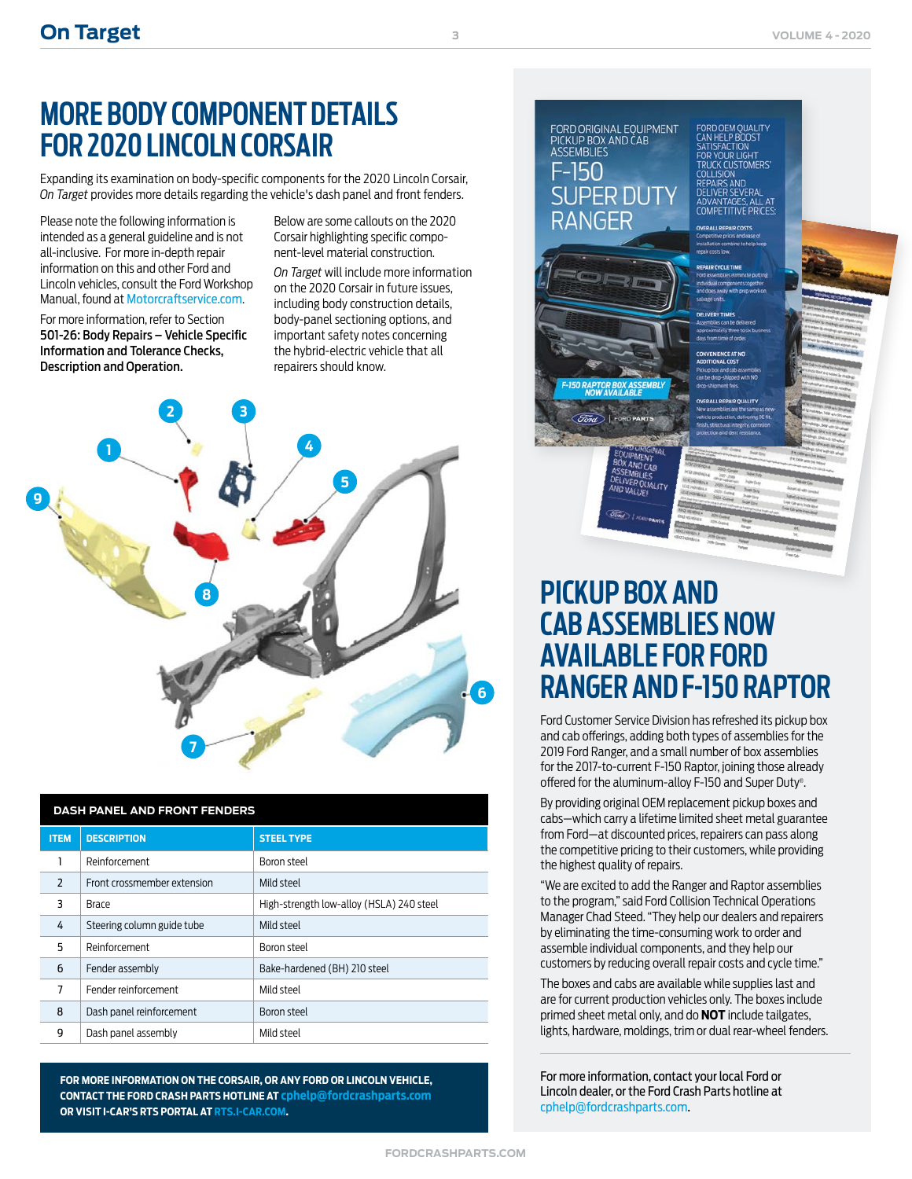# MORE BODY COMPONENT DETAILS FOR 2020 LINCOLN CORSAIR

Expanding its examination on body-specific components for the 2020 Lincoln Corsair, *On Target* provides more details regarding the vehicle's dash panel and front fenders.

Please note the following information is intended as a general guideline and is not all-inclusive. For more in-depth repair information on this and other Ford and Lincoln vehicles, consult the Ford Workshop Manual, found at Motorcraftservice.com.

For more information, refer to Section **501-26: Body Repairs – Vehicle Specific Information and Tolerance Checks, Description and Operation.**

Below are some callouts on the 2020 Corsair highlighting specific component-level material construction.

*On Target* will include more information on the 2020 Corsair in future issues, including body construction details, body-panel sectioning options, and important safety notes concerning the hybrid-electric vehicle that all repairers should know.

**DASH PANEL AND FRONT FENDERS**

| ITEM | DESCRIPTION | STEEL TYPE |
|---|---|---|
| 1 | Reinforcement | Boron steel |
| 2 | Front crossmember extension | Mild steel |
| 3 | Brace | High-strength low-alloy (HSLA) 240 steel |
| 4 | Steering column guide tube | Mild steel |
| 5 | Reinforcement | Boron steel |
| 6 | Fender assembly | Bake-hardened (BH) 210 steel |
| 7 | Fender reinforcement | Mild steel |
| 8 | Dash panel reinforcement | Boron steel |
| 9 | Dash panel assembly | Mild steel |

**FOR MORE INFORMATION ON THE CORSAIR, OR ANY FORD OR LINCOLN VEHICLE, CONTACT THE FORD CRASH PARTS HOTLINE AT cphelp@fordcrashparts.com OR VISIT I-CAR'S RTS PORTAL AT RTS.I-CAR.COM.**

# PICKUP BOX AND CAB ASSEMBLIES NOW AVAILABLE FOR FORD RANGER AND F-150 RAPTOR

Ford Customer Service Division has refreshed its pickup box and cab offerings, adding both types of assemblies for the 2019 Ford Ranger, and a small number of box assemblies for the 2017-to-current F-150 Raptor, joining those already offered for the aluminum-alloy F-150 and Super Duty®.

By providing original OEM replacement pickup boxes and cabs—which carry a lifetime limited sheet metal guarantee from Ford—at discounted prices, repairers can pass along the competitive pricing to their customers, while providing the highest quality of repairs.

"We are excited to add the Ranger and Raptor assemblies to the program," said Ford Collision Technical Operations Manager Chad Steed. "They help our dealers and repairers by eliminating the time-consuming work to order and assemble individual components, and they help our customers by reducing overall repair costs and cycle time."

The boxes and cabs are available while supplies last and are for current production vehicles only. The boxes include primed sheet metal only, and do **NOT** include tailgates, lights, hardware, moldings, trim or dual rear-wheel fenders.

For more information, contact your local Ford or Lincoln dealer, or the Ford Crash Parts hotline at cphelp@fordcrashparts.com.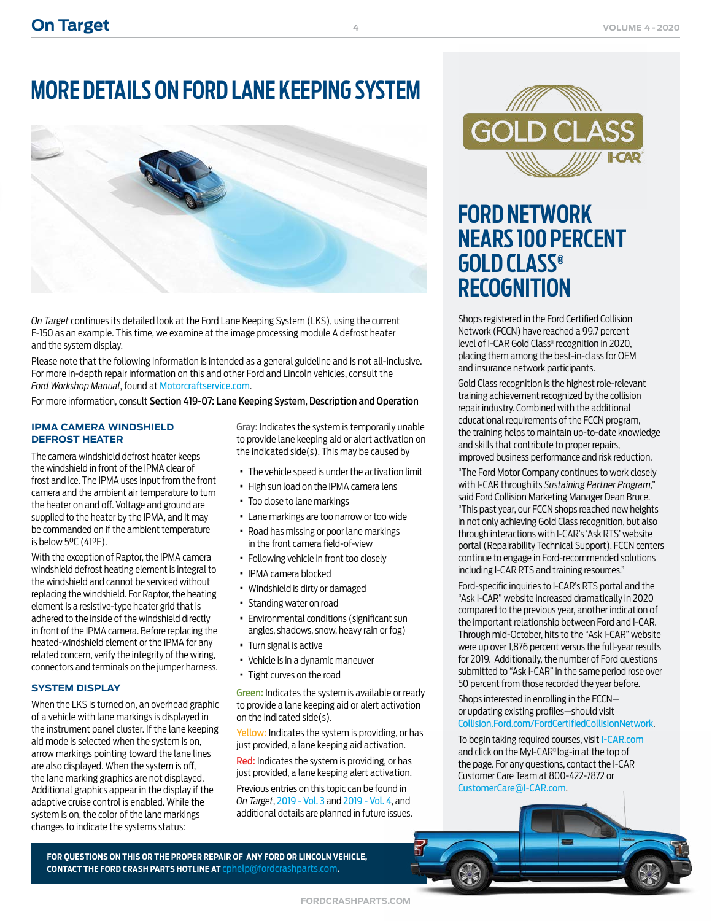# MORE DETAILS ON FORD LANE KEEPING SYSTEM

*On Target* continues its detailed look at the Ford Lane Keeping System (LKS), using the current F-150 as an example. This time, we examine at the image processing module A defrost heater and the system display.

Please note that the following information is intended as a general guideline and is not all-inclusive. For more in-depth repair information on this and other Ford and Lincoln vehicles, consult the *Ford Workshop Manual*, found at Motorcraftservice.com.

For more information, consult **Section 419-07: Lane Keeping System, Description and Operation**

### IPMA CAMERA WINDSHIELD DEFROST HEATER

The camera windshield defrost heater keeps the windshield in front of the IPMA clear of frost and ice. The IPMA uses input from the front camera and the ambient air temperature to turn the heater on and off. Voltage and ground are supplied to the heater by the IPMA, and it may be commanded on if the ambient temperature is below 5ºC (41ºF).

With the exception of Raptor, the IPMA camera windshield defrost heating element is integral to the windshield and cannot be serviced without replacing the windshield. For Raptor, the heating element is a resistive-type heater grid that is adhered to the inside of the windshield directly in front of the IPMA camera. Before replacing the heated-windshield element or the IPMA for any related concern, verify the integrity of the wiring, connectors and terminals on the jumper harness.

### SYSTEM DISPLAY

When the LKS is turned on, an overhead graphic of a vehicle with lane markings is displayed in the instrument panel cluster. If the lane keeping aid mode is selected when the system is on, arrow markings pointing toward the lane lines are also displayed. When the system is off, the lane marking graphics are not displayed. Additional graphics appear in the display if the adaptive cruise control is enabled. While the system is on, the color of the lane markings changes to indicate the systems status:

Gray: Indicates the system is temporarily unable to provide lane keeping aid or alert activation on the indicated side(s). This may be caused by

- The vehicle speed is under the activation limit
- High sun load on the IPMA camera lens
- Too close to lane markings
- Lane markings are too narrow or too wide
- Road has missing or poor lane markings in the front camera field-of-view
- Following vehicle in front too closely
- IPMA camera blocked
- Windshield is dirty or damaged
- Standing water on road
- Environmental conditions (significant sun angles, shadows, snow, heavy rain or fog)
- Turn signal is active
- Vehicle is in a dynamic maneuver
- Tight curves on the road

Green: Indicates the system is available or ready to provide a lane keeping aid or alert activation on the indicated side(s).

Yellow: Indicates the system is providing, or has just provided, a lane keeping aid activation.

Red: Indicates the system is providing, or has just provided, a lane keeping alert activation.

Previous entries on this topic can be found in *On Target*, 2019 - Vol. 3 and 2019 - Vol. 4, and additional details are planned in future issues.

**FOR QUESTIONS ON THIS OR THE PROPER REPAIR OF ANY FORD OR LINCOLN VEHICLE, CONTACT THE FORD CRASH PARTS HOTLINE AT** cphelp@fordcrashparts.com.

# FORD NETWORK NEARS 100 PERCENT GOLD CLASS® RECOGNITION

Shops registered in the Ford Certified Collision Network (FCCN) have reached a 99.7 percent level of I-CAR Gold Class® recognition in 2020, placing them among the best-in-class for OEM and insurance network participants.

Gold Class recognition is the highest role-relevant training achievement recognized by the collision repair industry. Combined with the additional educational requirements of the FCCN program, the training helps to maintain up-to-date knowledge and skills that contribute to proper repairs, improved business performance and risk reduction.

"The Ford Motor Company continues to work closely with I-CAR through its *Sustaining Partner Program*," said Ford Collision Marketing Manager Dean Bruce. "This past year, our FCCN shops reached new heights in not only achieving Gold Class recognition, but also through interactions with I-CAR's 'Ask RTS' website portal (Repairability Technical Support). FCCN centers continue to engage in Ford-recommended solutions including I-CAR RTS and training resources."

Ford-specific inquiries to I-CAR's RTS portal and the "Ask I-CAR" website increased dramatically in 2020 compared to the previous year, another indication of the important relationship between Ford and I-CAR. Through mid-October, hits to the "Ask I-CAR" website were up over 1,876 percent versus the full-year results for 2019. Additionally, the number of Ford questions submitted to "Ask I-CAR" in the same period rose over 50 percent from those recorded the year before.

Shops interested in enrolling in the FCCN—or updating existing profiles—should visit Collision.Ford.com/FordCertifiedCollisionNetwork.

To begin taking required courses, visit I-CAR.com and click on the MyI-CAR® log-in at the top of the page. For any questions, contact the I-CAR Customer Care Team at 800-422-7872 or CustomerCare@I-CAR.com.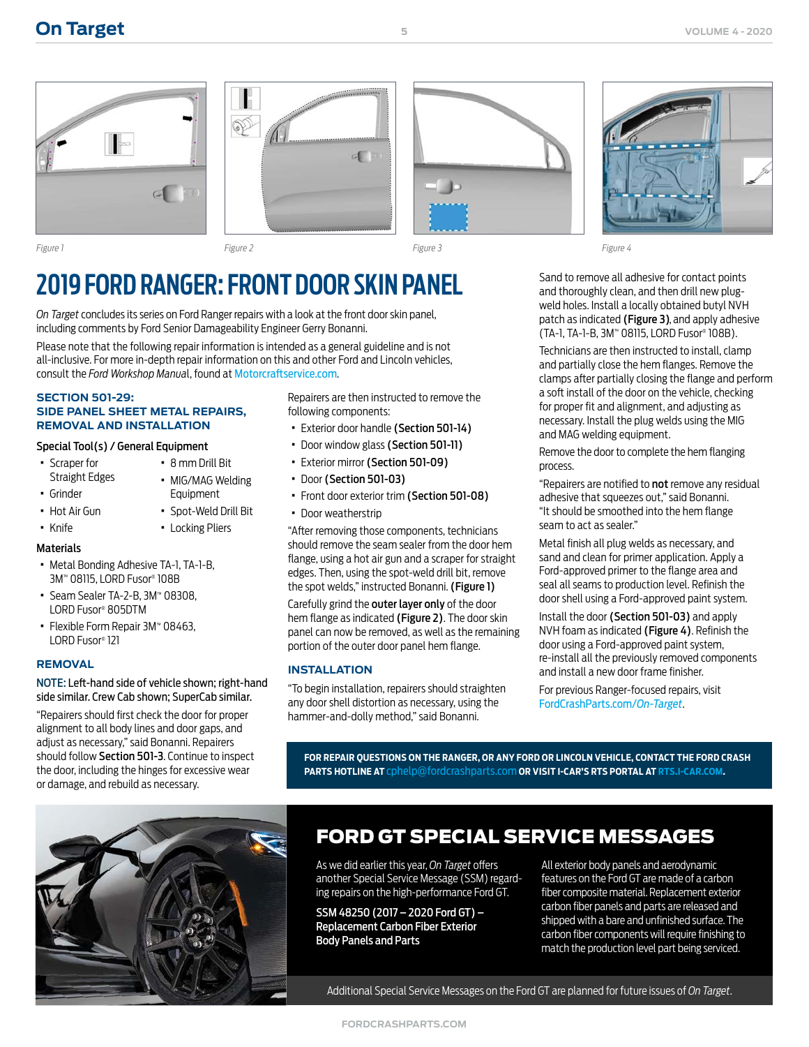Figure 1

Figure 2

Figure 3

Figure 4

# 2019 FORD RANGER: FRONT DOOR SKIN PANEL

*On Target* concludes its series on Ford Ranger repairs with a look at the front door skin panel, including comments by Ford Senior Damageability Engineer Gerry Bonanni.

Please note that the following repair information is intended as a general guideline and is not all-inclusive. For more in-depth repair information on this and other Ford and Lincoln vehicles, consult the *Ford Workshop Manual*, found at Motorcraftservice.com.

## SECTION 501-29: SIDE PANEL SHEET METAL REPAIRS, REMOVAL AND INSTALLATION

### Special Tool(s) / General Equipment

- Scraper for Straight Edges
- Grinder
- Hot Air Gun
- Knife
- 8 mm Drill Bit
- MIG/MAG Welding Equipment
- Spot-Weld Drill Bit
- Locking Pliers

### Materials

- Metal Bonding Adhesive TA-1, TA-1-B, 3M™ 08115, LORD Fusor® 108B
- Seam Sealer TA-2-B, 3M™ 08308, LORD Fusor® 805DTM
- Flexible Form Repair 3M™ 08463, LORD Fusor® 121

### REMOVAL

NOTE: Left-hand side of vehicle shown; right-hand side similar. Crew Cab shown; SuperCab similar.

"Repairers should first check the door for proper alignment to all body lines and door gaps, and adjust as necessary," said Bonanni. Repairers should follow **Section 501-3**. Continue to inspect the door, including the hinges for excessive wear or damage, and rebuild as necessary.

Repairers are then instructed to remove the following components:

- Exterior door handle **(Section 501-14)**
- Door window glass **(Section 501-11)**
- Exterior mirror **(Section 501-09)**
- Door **(Section 501-03)**
- Front door exterior trim **(Section 501-08)**
- Door weatherstrip

"After removing those components, technicians should remove the seam sealer from the door hem flange, using a hot air gun and a scraper for straight edges. Then, using the spot-weld drill bit, remove the spot welds," instructed Bonanni. **(Figure 1)**

Carefully grind the **outer layer only** of the door hem flange as indicated **(Figure 2)**. The door skin panel can now be removed, as well as the remaining portion of the outer door panel hem flange.

### INSTALLATION

"To begin installation, repairers should straighten any door shell distortion as necessary, using the hammer-and-dolly method," said Bonanni.

Sand to remove all adhesive for contact points and thoroughly clean, and then drill new plug-weld holes. Install a locally obtained butyl NVH patch as indicated **(Figure 3)**, and apply adhesive (TA-1, TA-1-B, 3M™ 08115, LORD Fusor® 108B).

Technicians are then instructed to install, clamp and partially close the hem flanges. Remove the clamps after partially closing the flange and perform a soft install of the door on the vehicle, checking for proper fit and alignment, and adjusting as necessary. Install the plug welds using the MIG and MAG welding equipment.

Remove the door to complete the hem flanging process.

"Repairers are notified to **not** remove any residual adhesive that squeezes out," said Bonanni. "It should be smoothed into the hem flange seam to act as sealer."

Metal finish all plug welds as necessary, and sand and clean for primer application. Apply a Ford-approved primer to the flange area and seal all seams to production level. Refinish the door shell using a Ford-approved paint system.

Install the door **(Section 501-03)** and apply NVH foam as indicated **(Figure 4)**. Refinish the door using a Ford-approved paint system, re-install all the previously removed components and install a new door frame finisher.

For previous Ranger-focused repairs, visit FordCrashParts.com/*On-Target*.

**FOR REPAIR QUESTIONS ON THE RANGER, OR ANY FORD OR LINCOLN VEHICLE, CONTACT THE FORD CRASH PARTS HOTLINE AT cphelp@fordcrashparts.com OR VISIT I-CAR'S RTS PORTAL AT RTS.I-CAR.COM.**

# FORD GT SPECIAL SERVICE MESSAGES

As we did earlier this year, *On Target* offers another Special Service Message (SSM) regarding repairs on the high-performance Ford GT.

**SSM 48250 (2017 – 2020 Ford GT) – Replacement Carbon Fiber Exterior Body Panels and Parts**

All exterior body panels and aerodynamic features on the Ford GT are made of a carbon fiber composite material. Replacement exterior carbon fiber panels and parts are released and shipped with a bare and unfinished surface. The carbon fiber components will require finishing to match the production level part being serviced.

Additional Special Service Messages on the Ford GT are planned for future issues of *On Target*.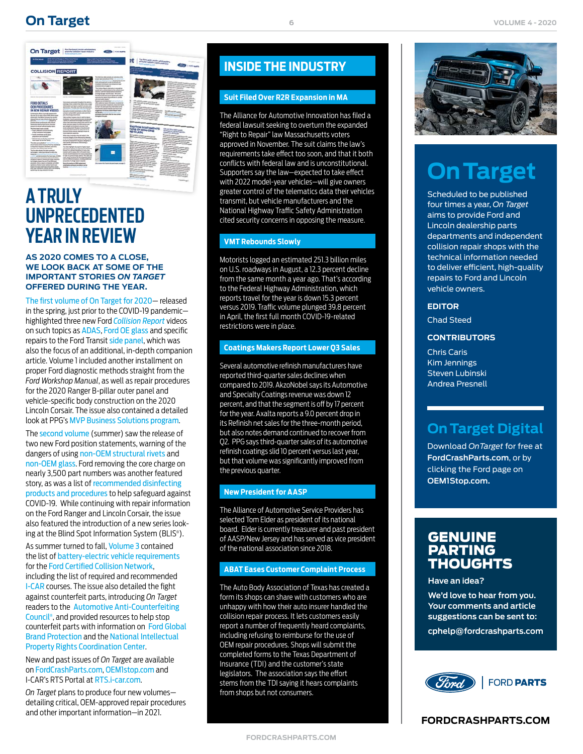# A TRULY UNPRECEDENTED YEAR IN REVIEW

### AS 2020 COMES TO A CLOSE, WE LOOK BACK AT SOME OF THE IMPORTANT STORIES *ON TARGET* OFFERED DURING THE YEAR.

The first volume of On Target for 2020— released in the spring, just prior to the COVID-19 pandemic— highlighted three new Ford *Collision Report* videos on such topics as ADAS, Ford OE glass and specific repairs to the Ford Transit side panel, which was also the focus of an additional, in-depth companion article. Volume 1 included another installment on proper Ford diagnostic methods straight from the *Ford Workshop Manual*, as well as repair procedures for the 2020 Ranger B-pillar outer panel and vehicle-specific body construction on the 2020 Lincoln Corsair. The issue also contained a detailed look at PPG's MVP Business Solutions program.

The second volume (summer) saw the release of two new Ford position statements, warning of the dangers of using non-OEM structural rivets and non-OEM glass. Ford removing the core charge on nearly 3,500 part numbers was another featured story, as was a list of recommended disinfecting products and procedures to help safeguard against COVID-19. While continuing with repair information on the Ford Ranger and Lincoln Corsair, the issue also featured the introduction of a new series looking at the Blind Spot Information System (BLIS®).

As summer turned to fall, Volume 3 contained the list of battery-electric vehicle requirements for the Ford Certified Collision Network, including the list of required and recommended I-CAR courses. The issue also detailed the fight against counterfeit parts, introducing *On Target* readers to the Automotive Anti-Counterfeiting Council®, and provided resources to help stop counterfeit parts with information on Ford Global Brand Protection and the National Intellectual Property Rights Coordination Center.

New and past issues of *On Target* are available on FordCrashParts.com, OEM1stop.com and I-CAR's RTS Portal at RTS.i-car.com.

*On Target* plans to produce four new volumes— detailing critical, OEM-approved repair procedures and other important information—in 2021.

## INSIDE THE INDUSTRY

### Suit Filed Over R2R Expansion in MA

The Alliance for Automotive Innovation has filed a federal lawsuit seeking to overturn the expanded "Right to Repair" law Massachusetts voters approved in November. The suit claims the law's requirements take effect too soon, and that it both conflicts with federal law and is unconstitutional. Supporters say the law—expected to take effect with 2022 model-year vehicles—will give owners greater control of the telematics data their vehicles transmit, but vehicle manufacturers and the National Highway Traffic Safety Administration cited security concerns in opposing the measure.

### VMT Rebounds Slowly

Motorists logged an estimated 251.3 billion miles on U.S. roadways in August, a 12.3 percent decline from the same month a year ago. That's according to the Federal Highway Administration, which reports travel for the year is down 15.3 percent versus 2019. Traffic volume plunged 39.8 percent in April, the first full month COVID-19-related restrictions were in place.

### Coatings Makers Report Lower Q3 Sales

Several automotive refinish manufacturers have reported third-quarter sales declines when compared to 2019. AkzoNobel says its Automotive and Specialty Coatings revenue was down 12 percent, and that the segment is off by 17 percent for the year. Axalta reports a 9.0 percent drop in its Refinish net sales for the three-month period, but also notes demand continued to recover from Q2. PPG says third-quarter sales of its automotive refinish coatings slid 10 percent versus last year, but that volume was significantly improved from the previous quarter.

### New President for AASP

The Alliance of Automotive Service Providers has selected Tom Elder as president of its national board. Elder is currently treasurer and past president of AASP/New Jersey and has served as vice president of the national association since 2018.

### ABAT Eases Customer Complaint Process

The Auto Body Association of Texas has created a form its shops can share with customers who are unhappy with how their auto insurer handled the collision repair process. It lets customers easily report a number of frequently heard complaints, including refusing to reimburse for the use of OEM repair procedures. Shops will submit the completed forms to the Texas Department of Insurance (TDI) and the customer's state legislators. The association says the effort stems from the TDI saying it hears complaints from shops but not consumers.

## On Target

Scheduled to be published four times a year, *On Target* aims to provide Ford and Lincoln dealership parts departments and independent collision repair shops with the technical information needed to deliver efficient, high-quality repairs to Ford and Lincoln vehicle owners.

**EDITOR**

Chad Steed

**CONTRIBUTORS**

Chris Caris
Kim Jennings
Steven Lubinski
Andrea Presnell

## On Target Digital

Download *On Target* for free at **FordCrashParts.com**, or by clicking the Ford page on **OEM1Stop.com.**

## GENUINE PARTING THOUGHTS

**Have an idea?**

**We'd love to hear from you. Your comments and article suggestions can be sent to:**

**cphelp@fordcrashparts.com**

FORD PARTS

**FORDCRASHPARTS.COM**